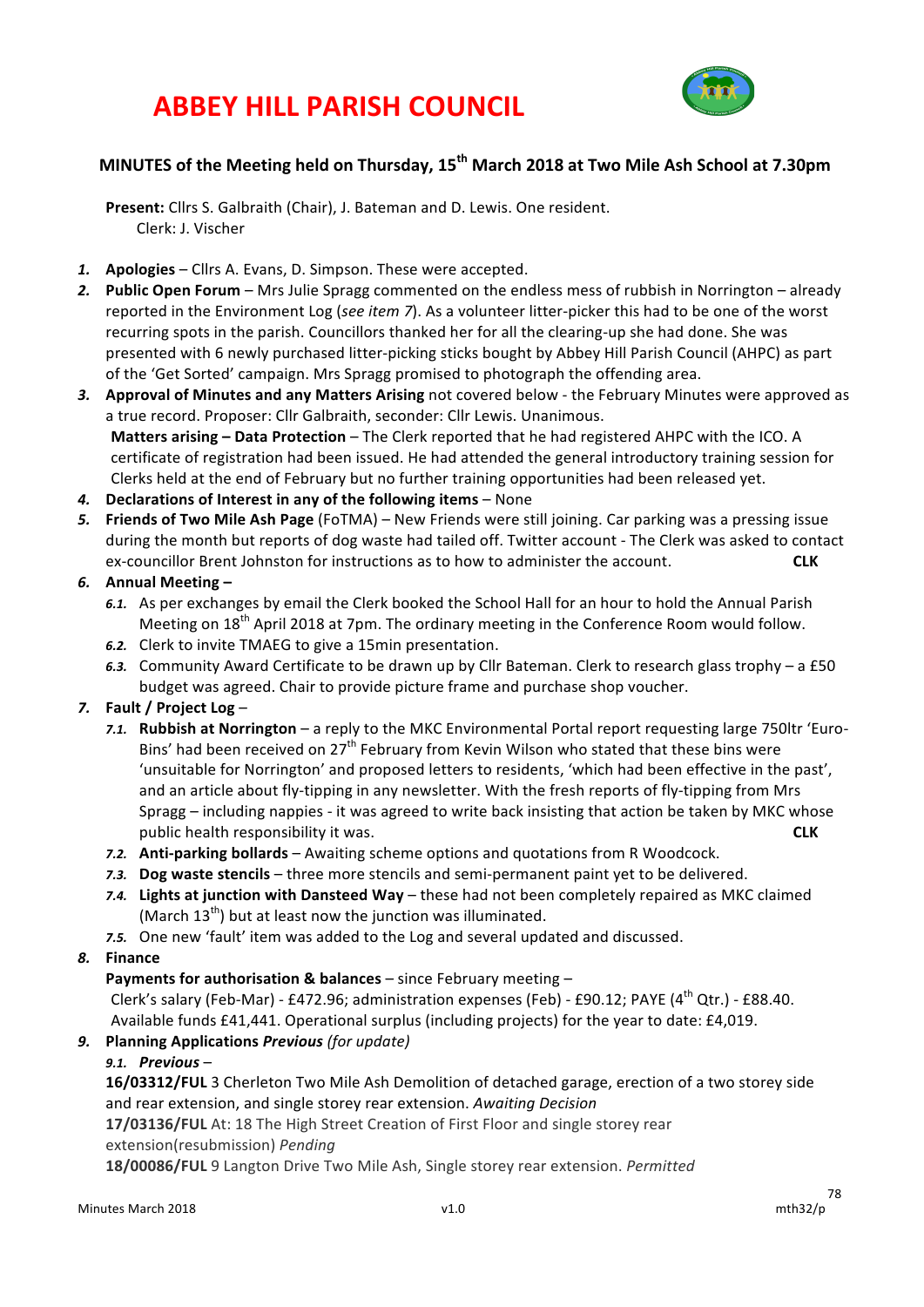# ABBEY HILL PARISH COUNCIL

## MINUTES of the Meeting held on Thursday, 15th March 2018 at Two Mile Ash School at 7.30pm

**Present:** Cllrs S. Galbraith (Chair), J. Bateman and D. Lewis. One resident.
Clerk: J. Vischer

1. **Apologies** – Cllrs A. Evans, D. Simpson. These were accepted.
2. **Public Open Forum** – Mrs Julie Spragg commented on the endless mess of rubbish in Norrington – already reported in the Environment Log (*see item 7*). As a volunteer litter-picker this had to be one of the worst recurring spots in the parish. Councillors thanked her for all the clearing-up she had done. She was presented with 6 newly purchased litter-picking sticks bought by Abbey Hill Parish Council (AHPC) as part of the 'Get Sorted' campaign. Mrs Spragg promised to photograph the offending area.
3. **Approval of Minutes and any Matters Arising** not covered below - the February Minutes were approved as a true record. Proposer: Cllr Galbraith, seconder: Cllr Lewis. Unanimous.
   **Matters arising – Data Protection** – The Clerk reported that he had registered AHPC with the ICO. A certificate of registration had been issued. He had attended the general introductory training session for Clerks held at the end of February but no further training opportunities had been released yet.
4. **Declarations of Interest in any of the following items** – None
5. **Friends of Two Mile Ash Page** (FoTMA) – New Friends were still joining. Car parking was a pressing issue during the month but reports of dog waste had tailed off. Twitter account - The Clerk was asked to contact ex-councillor Brent Johnston for instructions as to how to administer the account. **CLK**
6. **Annual Meeting –**
   1. As per exchanges by email the Clerk booked the School Hall for an hour to hold the Annual Parish Meeting on 18th April 2018 at 7pm. The ordinary meeting in the Conference Room would follow.
   2. Clerk to invite TMAEG to give a 15min presentation.
   3. Community Award Certificate to be drawn up by Cllr Bateman. Clerk to research glass trophy – a £50 budget was agreed. Chair to provide picture frame and purchase shop voucher.
7. **Fault / Project Log** –
   1. **Rubbish at Norrington** – a reply to the MKC Environmental Portal report requesting large 750ltr 'Euro-Bins' had been received on 27th February from Kevin Wilson who stated that these bins were 'unsuitable for Norrington' and proposed letters to residents, 'which had been effective in the past', and an article about fly-tipping in any newsletter. With the fresh reports of fly-tipping from Mrs Spragg – including nappies - it was agreed to write back insisting that action be taken by MKC whose public health responsibility it was. **CLK**
   2. **Anti-parking bollards** – Awaiting scheme options and quotations from R Woodcock.
   3. **Dog waste stencils** – three more stencils and semi-permanent paint yet to be delivered.
   4. **Lights at junction with Dansteed Way** – these had not been completely repaired as MKC claimed (March 13th) but at least now the junction was illuminated.
   5. One new 'fault' item was added to the Log and several updated and discussed.
8. **Finance**
   **Payments for authorisation & balances** – since February meeting –
   Clerk's salary (Feb-Mar) - £472.96; administration expenses (Feb) - £90.12; PAYE (4th Qtr.) - £88.40.
   Available funds £41,441. Operational surplus (including projects) for the year to date: £4,019.
9. **Planning Applications** ***Previous*** *(for update)*
   1. ***Previous*** –

   **16/03312/FUL** 3 Cherleton Two Mile Ash Demolition of detached garage, erection of a two storey side and rear extension, and single storey rear extension. *Awaiting Decision*

   **17/03136/FUL** At: 18 The High Street Creation of First Floor and single storey rear extension(resubmission) *Pending*

   **18/00086/FUL** 9 Langton Drive Two Mile Ash, Single storey rear extension. *Permitted*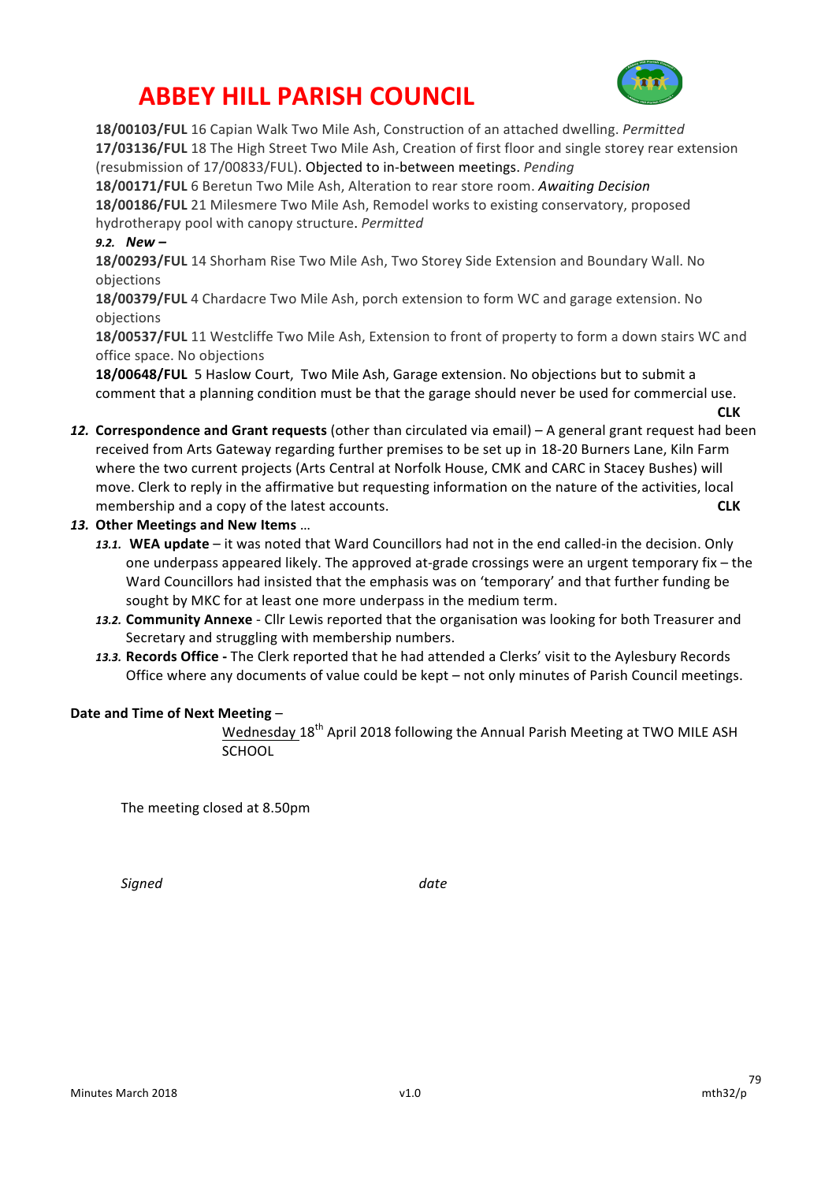# ABBEY HILL PARISH COUNCIL

**18/00103/FUL** 16 Capian Walk Two Mile Ash, Construction of an attached dwelling. *Permitted*

**17/03136/FUL** 18 The High Street Two Mile Ash, Creation of first floor and single storey rear extension (resubmission of 17/00833/FUL). Objected to in-between meetings. *Pending*

**18/00171/FUL** 6 Beretun Two Mile Ash, Alteration to rear store room. *Awaiting Decision*

**18/00186/FUL** 21 Milesmere Two Mile Ash, Remodel works to existing conservatory, proposed hydrotherapy pool with canopy structure. *Permitted*

***9.2. New –***

**18/00293/FUL** 14 Shorham Rise Two Mile Ash, Two Storey Side Extension and Boundary Wall. No objections

**18/00379/FUL** 4 Chardacre Two Mile Ash, porch extension to form WC and garage extension. No objections

**18/00537/FUL** 11 Westcliffe Two Mile Ash, Extension to front of property to form a down stairs WC and office space. No objections

**18/00648/FUL** 5 Haslow Court, Two Mile Ash, Garage extension. No objections but to submit a comment that a planning condition must be that the garage should never be used for commercial use. **CLK**

***12.*** **Correspondence and Grant requests** (other than circulated via email) – A general grant request had been received from Arts Gateway regarding further premises to be set up in 18-20 Burners Lane, Kiln Farm where the two current projects (Arts Central at Norfolk House, CMK and CARC in Stacey Bushes) will move. Clerk to reply in the affirmative but requesting information on the nature of the activities, local membership and a copy of the latest accounts. **CLK**

***13.*** **Other Meetings and New Items** …

***13.1.*** **WEA update** – it was noted that Ward Councillors had not in the end called-in the decision. Only one underpass appeared likely. The approved at-grade crossings were an urgent temporary fix – the Ward Councillors had insisted that the emphasis was on 'temporary' and that further funding be sought by MKC for at least one more underpass in the medium term.

***13.2.*** **Community Annexe** - Cllr Lewis reported that the organisation was looking for both Treasurer and Secretary and struggling with membership numbers.

***13.3.*** **Records Office -** The Clerk reported that he had attended a Clerks' visit to the Aylesbury Records Office where any documents of value could be kept – not only minutes of Parish Council meetings.

**Date and Time of Next Meeting** –

Wednesday 18th April 2018 following the Annual Parish Meeting at TWO MILE ASH SCHOOL

The meeting closed at 8.50pm

*Signed* *date*